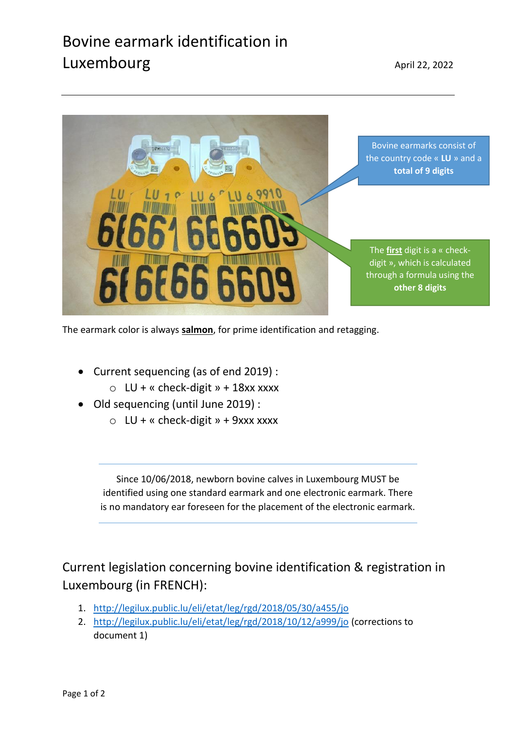# Bovine earmark identification in Luxembourg

April 22, 2022

Bovine earmarks consist of the country code « **LU** » and a **total of 9 digits**

The **first** digit is a « check-digit », which is calculated through a formula using the **other 8 digits**

The earmark color is always **salmon**, for prime identification and retagging.

- Current sequencing (as of end 2019) :
  - LU + « check-digit » + 18xx xxxx
- Old sequencing (until June 2019) :
  - LU + « check-digit » + 9xxx xxxx

Since 10/06/2018, newborn bovine calves in Luxembourg MUST be identified using one standard earmark and one electronic earmark. There is no mandatory ear foreseen for the placement of the electronic earmark.

## Current legislation concerning bovine identification & registration in Luxembourg (in FRENCH):

1. http://legilux.public.lu/eli/etat/leg/rgd/2018/05/30/a455/jo
2. http://legilux.public.lu/eli/etat/leg/rgd/2018/10/12/a999/jo (corrections to document 1)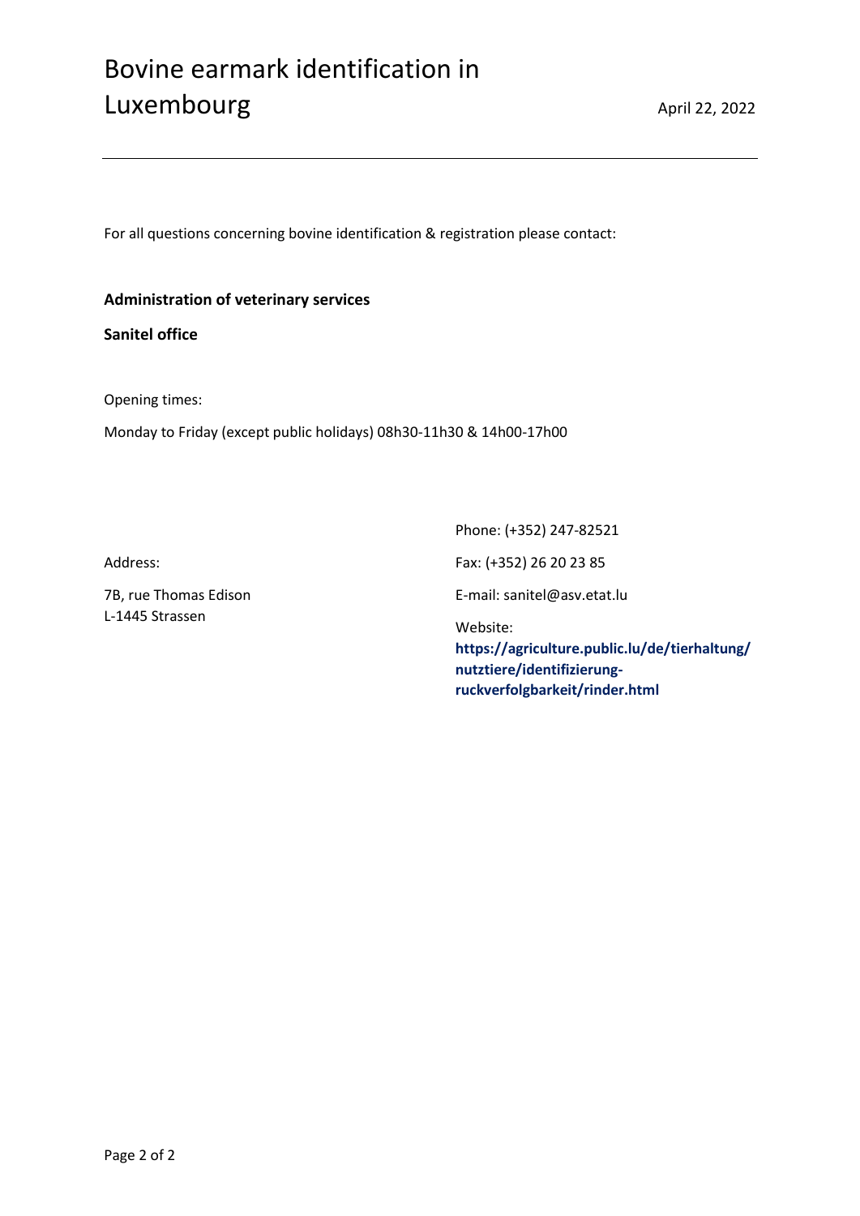# Bovine earmark identification in Luxembourg

April 22, 2022

For all questions concerning bovine identification & registration please contact:

**Administration of veterinary services**

**Sanitel office**

Opening times:

Monday to Friday (except public holidays) 08h30-11h30 & 14h00-17h00

Address:

7B, rue Thomas Edison
L-1445 Strassen

Phone: (+352) 247-82521

Fax: (+352) 26 20 23 85

E-mail: sanitel@asv.etat.lu

Website:
**https://agriculture.public.lu/de/tierhaltung/nutztiere/identifizierung-ruckverfolgbarkeit/rinder.html**